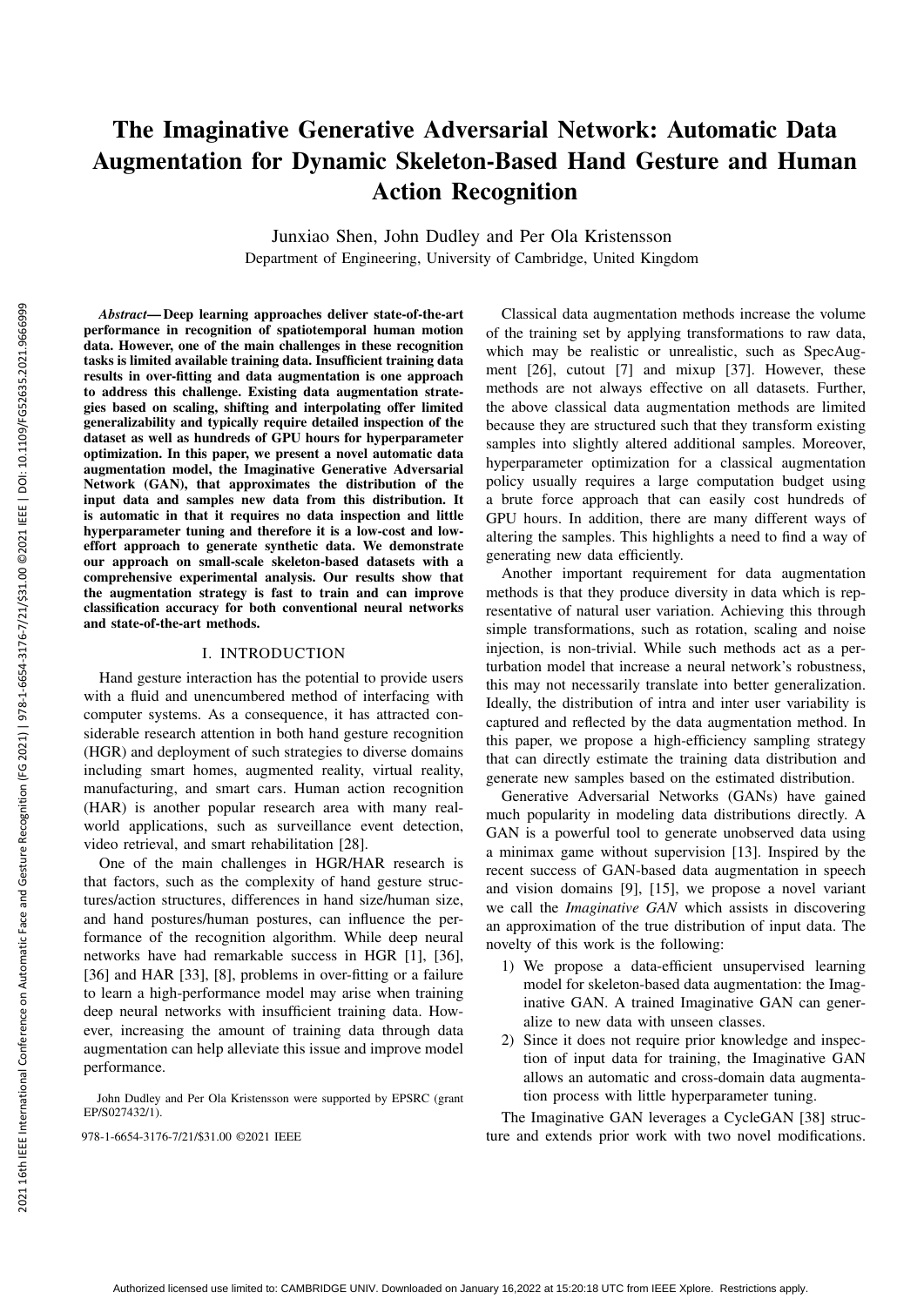# The Imaginative Generative Adversarial Network: Automatic Data Augmentation for Dynamic Skeleton-Based Hand Gesture and Human Action Recognition

Junxiao Shen, John Dudley and Per Ola Kristensson

Department of Engineering, University of Cambridge, United Kingdom

***Abstract*— Deep learning approaches deliver state-of-the-art performance in recognition of spatiotemporal human motion data. However, one of the main challenges in these recognition tasks is limited available training data. Insufficient training data results in over-fitting and data augmentation is one approach to address this challenge. Existing data augmentation strategies based on scaling, shifting and interpolating offer limited generalizability and typically require detailed inspection of the dataset as well as hundreds of GPU hours for hyperparameter optimization. In this paper, we present a novel automatic data augmentation model, the Imaginative Generative Adversarial Network (GAN), that approximates the distribution of the input data and samples new data from this distribution. It is automatic in that it requires no data inspection and little hyperparameter tuning and therefore it is a low-cost and low-effort approach to generate synthetic data. We demonstrate our approach on small-scale skeleton-based datasets with a comprehensive experimental analysis. Our results show that the augmentation strategy is fast to train and can improve classification accuracy for both conventional neural networks and state-of-the-art methods.**

## I. INTRODUCTION

Hand gesture interaction has the potential to provide users with a fluid and unencumbered method of interfacing with computer systems. As a consequence, it has attracted considerable research attention in both hand gesture recognition (HGR) and deployment of such strategies to diverse domains including smart homes, augmented reality, virtual reality, manufacturing, and smart cars. Human action recognition (HAR) is another popular research area with many real-world applications, such as surveillance event detection, video retrieval, and smart rehabilitation [28].

One of the main challenges in HGR/HAR research is that factors, such as the complexity of hand gesture structures/action structures, differences in hand size/human size, and hand postures/human postures, can influence the performance of the recognition algorithm. While deep neural networks have had remarkable success in HGR [1], [36], [36] and HAR [33], [8], problems in over-fitting or a failure to learn a high-performance model may arise when training deep neural networks with insufficient training data. However, increasing the amount of training data through data augmentation can help alleviate this issue and improve model performance.

John Dudley and Per Ola Kristensson were supported by EPSRC (grant EP/S027432/1).

978-1-6654-3176-7/21/$31.00 ©2021 IEEE

Classical data augmentation methods increase the volume of the training set by applying transformations to raw data, which may be realistic or unrealistic, such as SpecAugment [26], cutout [7] and mixup [37]. However, these methods are not always effective on all datasets. Further, the above classical data augmentation methods are limited because they are structured such that they transform existing samples into slightly altered additional samples. Moreover, hyperparameter optimization for a classical augmentation policy usually requires a large computation budget using a brute force approach that can easily cost hundreds of GPU hours. In addition, there are many different ways of altering the samples. This highlights a need to find a way of generating new data efficiently.

Another important requirement for data augmentation methods is that they produce diversity in data which is representative of natural user variation. Achieving this through simple transformations, such as rotation, scaling and noise injection, is non-trivial. While such methods act as a perturbation model that increase a neural network's robustness, this may not necessarily translate into better generalization. Ideally, the distribution of intra and inter user variability is captured and reflected by the data augmentation method. In this paper, we propose a high-efficiency sampling strategy that can directly estimate the training data distribution and generate new samples based on the estimated distribution.

Generative Adversarial Networks (GANs) have gained much popularity in modeling data distributions directly. A GAN is a powerful tool to generate unobserved data using a minimax game without supervision [13]. Inspired by the recent success of GAN-based data augmentation in speech and vision domains [9], [15], we propose a novel variant we call the *Imaginative GAN* which assists in discovering an approximation of the true distribution of input data. The novelty of this work is the following:

1) We propose a data-efficient unsupervised learning model for skeleton-based data augmentation: the Imaginative GAN. A trained Imaginative GAN can generalize to new data with unseen classes.
2) Since it does not require prior knowledge and inspection of input data for training, the Imaginative GAN allows an automatic and cross-domain data augmentation process with little hyperparameter tuning.

The Imaginative GAN leverages a CycleGAN [38] structure and extends prior work with two novel modifications.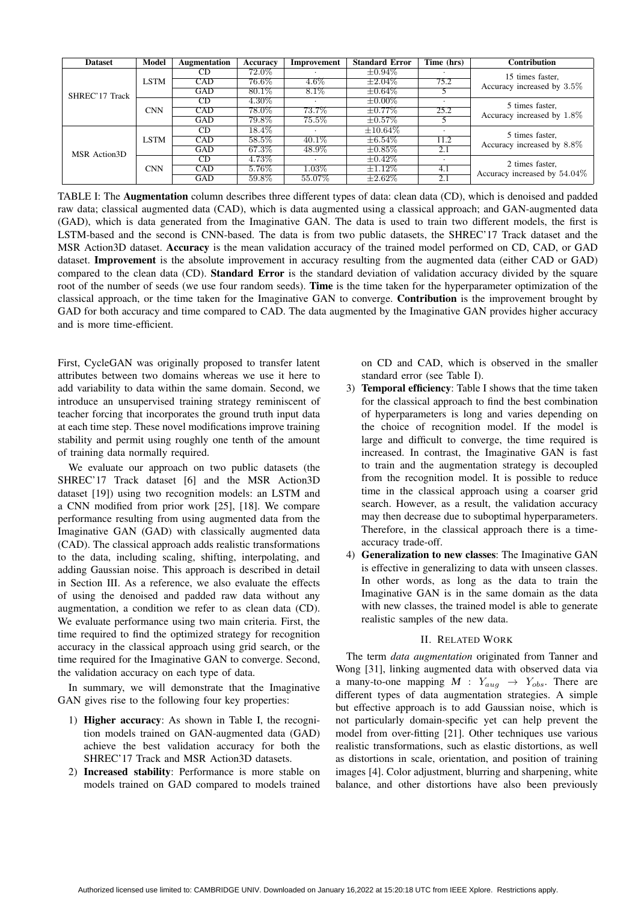| Dataset | Model | Augmentation | Accuracy | Improvement | Standard Error | Time (hrs) | Contribution |
|---|---|---|---|---|---|---|---|
| SHREC'17 Track | LSTM | CD | 72.0% | · | ±0.94% | · | 15 times faster, Accuracy increased by 3.5% |
| | | CAD | 76.6% | 4.6% | ±2.04% | 75.2 | |
| | | GAD | 80.1% | 8.1% | ±0.64% | 5 | |
| | CNN | CD | 4.30% | · | ±0.00% | · | 5 times faster, Accuracy increased by 1.8% |
| | | CAD | 78.0% | 73.7% | ±0.77% | 25.2 | |
| | | GAD | 79.8% | 75.5% | ±0.57% | 5 | |
| MSR Action3D | LSTM | CD | 18.4% | · | ±10.64% | · | 5 times faster, Accuracy increased by 8.8% |
| | | CAD | 58.5% | 40.1% | ±6.54% | 11.2 | |
| | | GAD | 67.3% | 48.9% | ±0.85% | 2.1 | |
| | CNN | CD | 4.73% | · | ±0.42% | · | 2 times faster, Accuracy increased by 54.04% |
| | | CAD | 5.76% | 1.03% | ±1.12% | 4.1 | |
| | | GAD | 59.8% | 55.07% | ±2.62% | 2.1 | |

TABLE I: The **Augmentation** column describes three different types of data: clean data (CD), which is denoised and padded raw data; classical augmented data (CAD), which is data augmented using a classical approach; and GAN-augmented data (GAD), which is data generated from the Imaginative GAN. The data is used to train two different models, the first is LSTM-based and the second is CNN-based. The data is from two public datasets, the SHREC'17 Track dataset and the MSR Action3D dataset. **Accuracy** is the mean validation accuracy of the trained model performed on CD, CAD, or GAD dataset. **Improvement** is the absolute improvement in accuracy resulting from the augmented data (either CAD or GAD) compared to the clean data (CD). **Standard Error** is the standard deviation of validation accuracy divided by the square root of the number of seeds (we use four random seeds). **Time** is the time taken for the hyperparameter optimization of the classical approach, or the time taken for the Imaginative GAN to converge. **Contribution** is the improvement brought by GAD for both accuracy and time compared to CAD. The data augmented by the Imaginative GAN provides higher accuracy and is more time-efficient.

First, CycleGAN was originally proposed to transfer latent attributes between two domains whereas we use it here to add variability to data within the same domain. Second, we introduce an unsupervised training strategy reminiscent of teacher forcing that incorporates the ground truth input data at each time step. These novel modifications improve training stability and permit using roughly one tenth of the amount of training data normally required.

We evaluate our approach on two public datasets (the SHREC'17 Track dataset [6] and the MSR Action3D dataset [19]) using two recognition models: an LSTM and a CNN modified from prior work [25], [18]. We compare performance resulting from using augmented data from the Imaginative GAN (GAD) with classically augmented data (CAD). The classical approach adds realistic transformations to the data, including scaling, shifting, interpolating, and adding Gaussian noise. This approach is described in detail in Section III. As a reference, we also evaluate the effects of using the denoised and padded raw data without any augmentation, a condition we refer to as clean data (CD). We evaluate performance using two main criteria. First, the time required to find the optimized strategy for recognition accuracy in the classical approach using grid search, or the time required for the Imaginative GAN to converge. Second, the validation accuracy on each type of data.

In summary, we will demonstrate that the Imaginative GAN gives rise to the following four key properties:

1) **Higher accuracy**: As shown in Table I, the recognition models trained on GAN-augmented data (GAD) achieve the best validation accuracy for both the SHREC'17 Track and MSR Action3D datasets.
2) **Increased stability**: Performance is more stable on models trained on GAD compared to models trained on CD and CAD, which is observed in the smaller standard error (see Table I).
3) **Temporal efficiency**: Table I shows that the time taken for the classical approach to find the best combination of hyperparameters is long and varies depending on the choice of recognition model. If the model is large and difficult to converge, the time required is increased. In contrast, the Imaginative GAN is fast to train and the augmentation strategy is decoupled from the recognition model. It is possible to reduce time in the classical approach using a coarser grid search. However, as a result, the validation accuracy may then decrease due to suboptimal hyperparameters. Therefore, in the classical approach there is a time-accuracy trade-off.
4) **Generalization to new classes**: The Imaginative GAN is effective in generalizing to data with unseen classes. In other words, as long as the data to train the Imaginative GAN is in the same domain as the data with new classes, the trained model is able to generate realistic samples of the new data.

## II. Related Work

The term *data augmentation* originated from Tanner and Wong [31], linking augmented data with observed data via a many-to-one mapping $M : Y_{aug} \rightarrow Y_{obs}$. There are different types of data augmentation strategies. A simple but effective approach is to add Gaussian noise, which is not particularly domain-specific yet can help prevent the model from over-fitting [21]. Other techniques use various realistic transformations, such as elastic distortions, as well as distortions in scale, orientation, and position of training images [4]. Color adjustment, blurring and sharpening, white balance, and other distortions have also been previously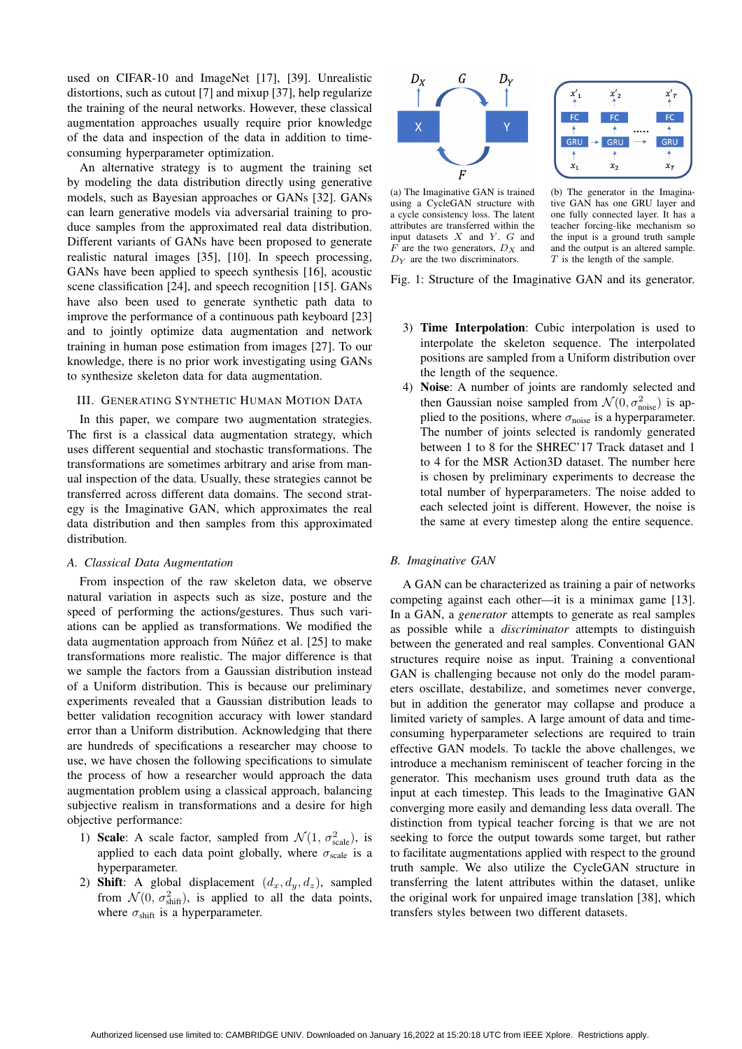used on CIFAR-10 and ImageNet [17], [39]. Unrealistic distortions, such as cutout [7] and mixup [37], help regularize the training of the neural networks. However, these classical augmentation approaches usually require prior knowledge of the data and inspection of the data in addition to time-consuming hyperparameter optimization.

An alternative strategy is to augment the training set by modeling the data distribution directly using generative models, such as Bayesian approaches or GANs [32]. GANs can learn generative models via adversarial training to produce samples from the approximated real data distribution. Different variants of GANs have been proposed to generate realistic natural images [35], [10]. In speech processing, GANs have been applied to speech synthesis [16], acoustic scene classification [24], and speech recognition [15]. GANs have also been used to generate synthetic path data to improve the performance of a continuous path keyboard [23] and to jointly optimize data augmentation and network training in human pose estimation from images [27]. To our knowledge, there is no prior work investigating using GANs to synthesize skeleton data for data augmentation.

## III. Generating Synthetic Human Motion Data

In this paper, we compare two augmentation strategies. The first is a classical data augmentation strategy, which uses different sequential and stochastic transformations. The transformations are sometimes arbitrary and arise from manual inspection of the data. Usually, these strategies cannot be transferred across different data domains. The second strategy is the Imaginative GAN, which approximates the real data distribution and then samples from this approximated distribution.

### A. Classical Data Augmentation

From inspection of the raw skeleton data, we observe natural variation in aspects such as size, posture and the speed of performing the actions/gestures. Thus such variations can be applied as transformations. We modified the data augmentation approach from Núñez et al. [25] to make transformations more realistic. The major difference is that we sample the factors from a Gaussian distribution instead of a Uniform distribution. This is because our preliminary experiments revealed that a Gaussian distribution leads to better validation recognition accuracy with lower standard error than a Uniform distribution. Acknowledging that there are hundreds of specifications a researcher may choose to use, we have chosen the following specifications to simulate the process of how a researcher would approach the data augmentation problem using a classical approach, balancing subjective realism in transformations and a desire for high objective performance:

1) **Scale**: A scale factor, sampled from $\mathcal{N}(1, \sigma^2_{\text{scale}})$, is applied to each data point globally, where $\sigma_{\text{scale}}$ is a hyperparameter.
2) **Shift**: A global displacement $(d_x, d_y, d_z)$, sampled from $\mathcal{N}(0, \sigma^2_{\text{shift}})$, is applied to all the data points, where $\sigma_{\text{shift}}$ is a hyperparameter.
3) **Time Interpolation**: Cubic interpolation is used to interpolate the skeleton sequence. The interpolated positions are sampled from a Uniform distribution over the length of the sequence.
4) **Noise**: A number of joints are randomly selected and then Gaussian noise sampled from $\mathcal{N}(0, \sigma^2_{\text{noise}})$ is applied to the positions, where $\sigma_{\text{noise}}$ is a hyperparameter. The number of joints selected is randomly generated between 1 to 8 for the SHREC'17 Track dataset and 1 to 4 for the MSR Action3D dataset. The number here is chosen by preliminary experiments to decrease the total number of hyperparameters. The noise added to each selected joint is different. However, the noise is the same at every timestep along the entire sequence.

(a) The Imaginative GAN is trained using a CycleGAN structure with a cycle consistency loss. The latent attributes are transferred within the input datasets $X$ and $Y$. $G$ and $F$ are the two generators, $D_X$ and $D_Y$ are the two discriminators.

(b) The generator in the Imaginative GAN has one GRU layer and one fully connected layer. It has a teacher forcing-like mechanism so the input is a ground truth sample and the output is an altered sample. $T$ is the length of the sample.

Fig. 1: Structure of the Imaginative GAN and its generator.

### B. Imaginative GAN

A GAN can be characterized as training a pair of networks competing against each other—it is a minimax game [13]. In a GAN, a *generator* attempts to generate as real samples as possible while a *discriminator* attempts to distinguish between the generated and real samples. Conventional GAN structures require noise as input. Training a conventional GAN is challenging because not only do the model parameters oscillate, destabilize, and sometimes never converge, but in addition the generator may collapse and produce a limited variety of samples. A large amount of data and time-consuming hyperparameter selections are required to train effective GAN models. To tackle the above challenges, we introduce a mechanism reminiscent of teacher forcing in the generator. This mechanism uses ground truth data as the input at each timestep. This leads to the Imaginative GAN converging more easily and demanding less data overall. The distinction from typical teacher forcing is that we are not seeking to force the output towards some target, but rather to facilitate augmentations applied with respect to the ground truth sample. We also utilize the CycleGAN structure in transferring the latent attributes within the dataset, unlike the original work for unpaired image translation [38], which transfers styles between two different datasets.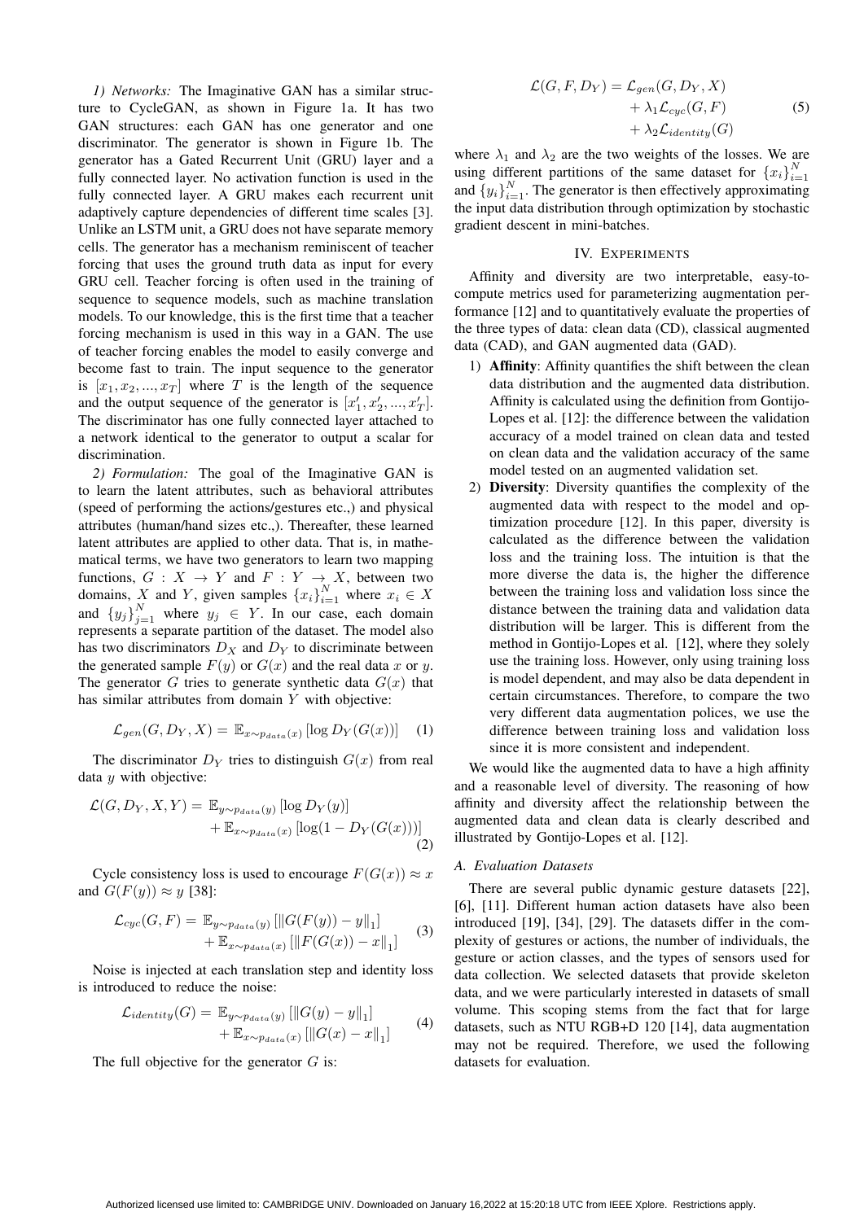*1) Networks:* The Imaginative GAN has a similar structure to CycleGAN, as shown in Figure 1a. It has two GAN structures: each GAN has one generator and one discriminator. The generator is shown in Figure 1b. The generator has a Gated Recurrent Unit (GRU) layer and a fully connected layer. No activation function is used in the fully connected layer. A GRU makes each recurrent unit adaptively capture dependencies of different time scales [3]. Unlike an LSTM unit, a GRU does not have separate memory cells. The generator has a mechanism reminiscent of teacher forcing that uses the ground truth data as input for every GRU cell. Teacher forcing is often used in the training of sequence to sequence models, such as machine translation models. To our knowledge, this is the first time that a teacher forcing mechanism is used in this way in a GAN. The use of teacher forcing enables the model to easily converge and become fast to train. The input sequence to the generator is $[x_1, x_2, ..., x_T]$ where $T$ is the length of the sequence and the output sequence of the generator is $[x'_1, x'_2, ..., x'_T]$. The discriminator has one fully connected layer attached to a network identical to the generator to output a scalar for discrimination.

*2) Formulation:* The goal of the Imaginative GAN is to learn the latent attributes, such as behavioral attributes (speed of performing the actions/gestures etc.,) and physical attributes (human/hand sizes etc.,). Thereafter, these learned latent attributes are applied to other data. That is, in mathematical terms, we have two generators to learn two mapping functions, $G : X \rightarrow Y$ and $F : Y \rightarrow X$, between two domains, $X$ and $Y$, given samples $\{x_i\}_{i=1}^{N}$ where $x_i \in X$ and $\{y_j\}_{j=1}^{N}$ where $y_j \in Y$. In our case, each domain represents a separate partition of the dataset. The model also has two discriminators $D_X$ and $D_Y$ to discriminate between the generated sample $F(y)$ or $G(x)$ and the real data $x$ or $y$. The generator $G$ tries to generate synthetic data $G(x)$ that has similar attributes from domain $Y$ with objective:

$$\mathcal{L}_{gen}(G, D_Y, X) = \mathbb{E}_{x \sim p_{data}(x)} [\log D_Y(G(x))] \tag{1}$$

The discriminator $D_Y$ tries to distinguish $G(x)$ from real data $y$ with objective:

$$\begin{aligned}\mathcal{L}(G, D_Y, X, Y) = \; & \mathbb{E}_{y \sim p_{data}(y)} [\log D_Y(y)] \\ & + \mathbb{E}_{x \sim p_{data}(x)} [\log(1 - D_Y(G(x)))]\end{aligned} \tag{2}$$

Cycle consistency loss is used to encourage $F(G(x)) \approx x$ and $G(F(y)) \approx y$ [38]:

$$\begin{aligned}\mathcal{L}_{cyc}(G, F) = \; & \mathbb{E}_{y \sim p_{data}(y)} [\|G(F(y)) - y\|_1] \\ & + \mathbb{E}_{x \sim p_{data}(x)} [\|F(G(x)) - x\|_1]\end{aligned} \tag{3}$$

Noise is injected at each translation step and identity loss is introduced to reduce the noise:

$$\begin{aligned}\mathcal{L}_{identity}(G) = \; & \mathbb{E}_{y \sim p_{data}(y)} [\|G(y) - y\|_1] \\ & + \mathbb{E}_{x \sim p_{data}(x)} [\|G(x) - x\|_1]\end{aligned} \tag{4}$$

The full objective for the generator $G$ is:

$$\begin{aligned}\mathcal{L}(G, F, D_Y) = \; & \mathcal{L}_{gen}(G, D_Y, X) \\ & + \lambda_1 \mathcal{L}_{cyc}(G, F) \\ & + \lambda_2 \mathcal{L}_{identity}(G)\end{aligned} \tag{5}$$

where $\lambda_1$ and $\lambda_2$ are the two weights of the losses. We are using different partitions of the same dataset for $\{x_i\}_{i=1}^{N}$ and $\{y_i\}_{i=1}^{N}$. The generator is then effectively approximating the input data distribution through optimization by stochastic gradient descent in mini-batches.

## IV. Experiments

Affinity and diversity are two interpretable, easy-to-compute metrics used for parameterizing augmentation performance [12] and to quantitatively evaluate the properties of the three types of data: clean data (CD), classical augmented data (CAD), and GAN augmented data (GAD).

1) **Affinity**: Affinity quantifies the shift between the clean data distribution and the augmented data distribution. Affinity is calculated using the definition from Gontijo-Lopes et al. [12]: the difference between the validation accuracy of a model trained on clean data and tested on clean data and the validation accuracy of the same model tested on an augmented validation set.
2) **Diversity**: Diversity quantifies the complexity of the augmented data with respect to the model and optimization procedure [12]. In this paper, diversity is calculated as the difference between the validation loss and the training loss. The intuition is that the more diverse the data is, the higher the difference between the training loss and validation loss since the distance between the training data and validation data distribution will be larger. This is different from the method in Gontijo-Lopes et al. [12], where they solely use the training loss. However, only using training loss is model dependent, and may also be data dependent in certain circumstances. Therefore, to compare the two very different data augmentation polices, we use the difference between training loss and validation loss since it is more consistent and independent.

We would like the augmented data to have a high affinity and a reasonable level of diversity. The reasoning of how affinity and diversity affect the relationship between the augmented data and clean data is clearly described and illustrated by Gontijo-Lopes et al. [12].

### A. Evaluation Datasets

There are several public dynamic gesture datasets [22], [6], [11]. Different human action datasets have also been introduced [19], [34], [29]. The datasets differ in the complexity of gestures or actions, the number of individuals, the gesture or action classes, and the types of sensors used for data collection. We selected datasets that provide skeleton data, and we were particularly interested in datasets of small volume. This scoping stems from the fact that for large datasets, such as NTU RGB+D 120 [14], data augmentation may not be required. Therefore, we used the following datasets for evaluation.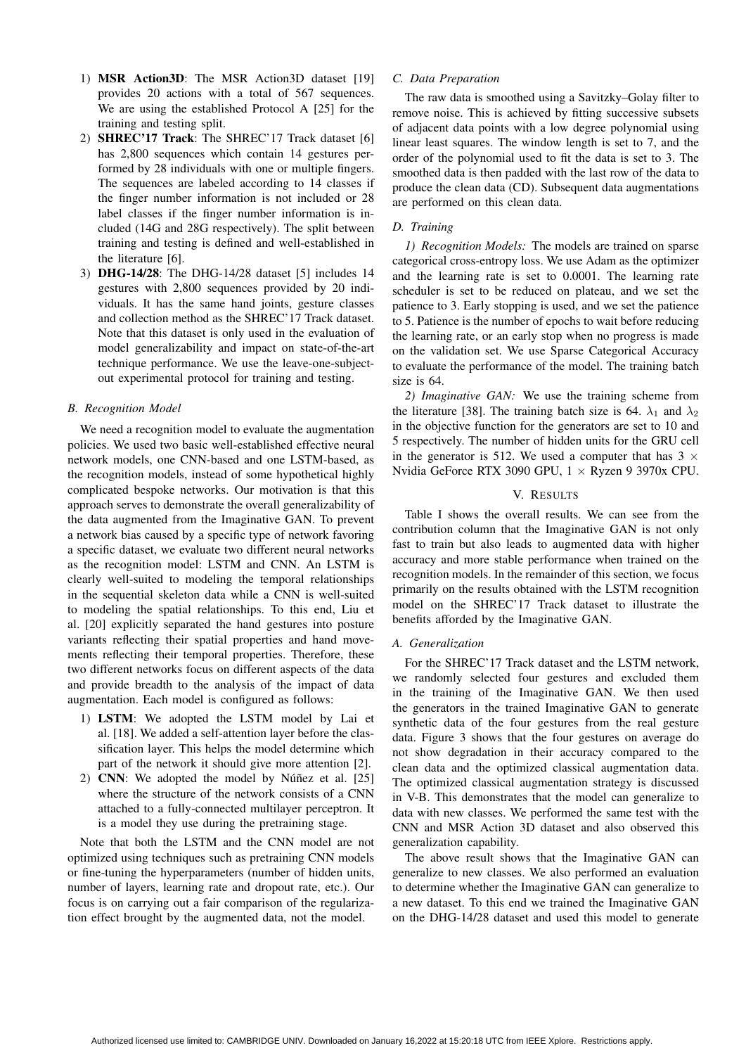1) **MSR Action3D**: The MSR Action3D dataset [19] provides 20 actions with a total of 567 sequences. We are using the established Protocol A [25] for the training and testing split.
2) **SHREC'17 Track**: The SHREC'17 Track dataset [6] has 2,800 sequences which contain 14 gestures performed by 28 individuals with one or multiple fingers. The sequences are labeled according to 14 classes if the finger number information is not included or 28 label classes if the finger number information is included (14G and 28G respectively). The split between training and testing is defined and well-established in the literature [6].
3) **DHG-14/28**: The DHG-14/28 dataset [5] includes 14 gestures with 2,800 sequences provided by 20 individuals. It has the same hand joints, gesture classes and collection method as the SHREC'17 Track dataset. Note that this dataset is only used in the evaluation of model generalizability and impact on state-of-the-art technique performance. We use the leave-one-subject-out experimental protocol for training and testing.

### *B. Recognition Model*

We need a recognition model to evaluate the augmentation policies. We used two basic well-established effective neural network models, one CNN-based and one LSTM-based, as the recognition models, instead of some hypothetical highly complicated bespoke networks. Our motivation is that this approach serves to demonstrate the overall generalizability of the data augmented from the Imaginative GAN. To prevent a network bias caused by a specific type of network favoring a specific dataset, we evaluate two different neural networks as the recognition model: LSTM and CNN. An LSTM is clearly well-suited to modeling the temporal relationships in the sequential skeleton data while a CNN is well-suited to modeling the spatial relationships. To this end, Liu et al. [20] explicitly separated the hand gestures into posture variants reflecting their spatial properties and hand movements reflecting their temporal properties. Therefore, these two different networks focus on different aspects of the data and provide breadth to the analysis of the impact of data augmentation. Each model is configured as follows:

1) **LSTM**: We adopted the LSTM model by Lai et al. [18]. We added a self-attention layer before the classification layer. This helps the model determine which part of the network it should give more attention [2].
2) **CNN**: We adopted the model by Núñez et al. [25] where the structure of the network consists of a CNN attached to a fully-connected multilayer perceptron. It is a model they use during the pretraining stage.

Note that both the LSTM and the CNN model are not optimized using techniques such as pretraining CNN models or fine-tuning the hyperparameters (number of hidden units, number of layers, learning rate and dropout rate, etc.). Our focus is on carrying out a fair comparison of the regularization effect brought by the augmented data, not the model.

### *C. Data Preparation*

The raw data is smoothed using a Savitzky–Golay filter to remove noise. This is achieved by fitting successive subsets of adjacent data points with a low degree polynomial using linear least squares. The window length is set to 7, and the order of the polynomial used to fit the data is set to 3. The smoothed data is then padded with the last row of the data to produce the clean data (CD). Subsequent data augmentations are performed on this clean data.

### *D. Training*

*1) Recognition Models:* The models are trained on sparse categorical cross-entropy loss. We use Adam as the optimizer and the learning rate is set to 0.0001. The learning rate scheduler is set to be reduced on plateau, and we set the patience to 3. Early stopping is used, and we set the patience to 5. Patience is the number of epochs to wait before reducing the learning rate, or an early stop when no progress is made on the validation set. We use Sparse Categorical Accuracy to evaluate the performance of the model. The training batch size is 64.

*2) Imaginative GAN:* We use the training scheme from the literature [38]. The training batch size is 64. $\lambda_1$ and $\lambda_2$ in the objective function for the generators are set to 10 and 5 respectively. The number of hidden units for the GRU cell in the generator is 512. We used a computer that has 3 $\times$ Nvidia GeForce RTX 3090 GPU, 1 $\times$ Ryzen 9 3970x CPU.

## V. Results

Table I shows the overall results. We can see from the contribution column that the Imaginative GAN is not only fast to train but also leads to augmented data with higher accuracy and more stable performance when trained on the recognition models. In the remainder of this section, we focus primarily on the results obtained with the LSTM recognition model on the SHREC'17 Track dataset to illustrate the benefits afforded by the Imaginative GAN.

### *A. Generalization*

For the SHREC'17 Track dataset and the LSTM network, we randomly selected four gestures and excluded them in the training of the Imaginative GAN. We then used the generators in the trained Imaginative GAN to generate synthetic data of the four gestures from the real gesture data. Figure 3 shows that the four gestures on average do not show degradation in their accuracy compared to the clean data and the optimized classical augmentation data. The optimized classical augmentation strategy is discussed in V-B. This demonstrates that the model can generalize to data with new classes. We performed the same test with the CNN and MSR Action 3D dataset and also observed this generalization capability.

The above result shows that the Imaginative GAN can generalize to new classes. We also performed an evaluation to determine whether the Imaginative GAN can generalize to a new dataset. To this end we trained the Imaginative GAN on the DHG-14/28 dataset and used this model to generate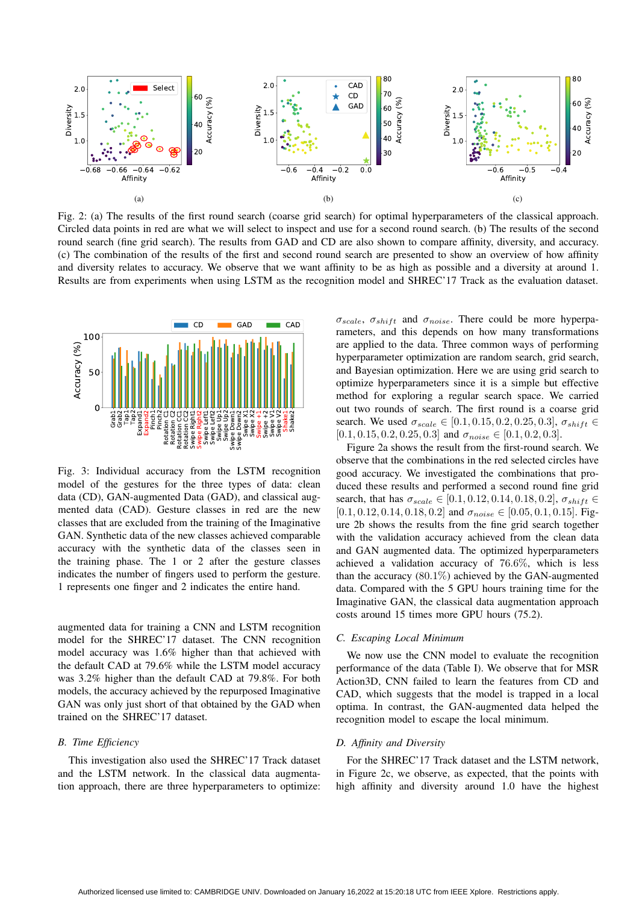Fig. 2: (a) The results of the first round search (coarse grid search) for optimal hyperparameters of the classical approach. Circled data points in red are what we will select to inspect and use for a second round search. (b) The results of the second round search (fine grid search). The results from GAD and CD are also shown to compare affinity, diversity, and accuracy. (c) The combination of the results of the first and second round search are presented to show an overview of how affinity and diversity relates to accuracy. We observe that we want affinity to be as high as possible and a diversity at around 1. Results are from experiments when using LSTM as the recognition model and SHREC'17 Track as the evaluation dataset.

Fig. 3: Individual accuracy from the LSTM recognition model of the gestures for the three types of data: clean data (CD), GAN-augmented Data (GAD), and classical augmented data (CAD). Gesture classes in red are the new classes that are excluded from the training of the Imaginative GAN. Synthetic data of the new classes achieved comparable accuracy with the synthetic data of the classes seen in the training phase. The 1 or 2 after the gesture classes indicates the number of fingers used to perform the gesture. 1 represents one finger and 2 indicates the entire hand.

augmented data for training a CNN and LSTM recognition model for the SHREC'17 dataset. The CNN recognition model accuracy was 1.6% higher than that achieved with the default CAD at 79.6% while the LSTM model accuracy was 3.2% higher than the default CAD at 79.8%. For both models, the accuracy achieved by the repurposed Imaginative GAN was only just short of that obtained by the GAD when trained on the SHREC'17 dataset.

### B. Time Efficiency

This investigation also used the SHREC'17 Track dataset and the LSTM network. In the classical data augmentation approach, there are three hyperparameters to optimize: $\sigma_{scale}$, $\sigma_{shift}$ and $\sigma_{noise}$. There could be more hyperparameters, and this depends on how many transformations are applied to the data. Three common ways of performing hyperparameter optimization are random search, grid search, and Bayesian optimization. Here we are using grid search to optimize hyperparameters since it is a simple but effective method for exploring a regular search space. We carried out two rounds of search. The first round is a coarse grid search. We used $\sigma_{scale} \in [0.1, 0.15, 0.2, 0.25, 0.3]$, $\sigma_{shift} \in [0.1, 0.15, 0.2, 0.25, 0.3]$ and $\sigma_{noise} \in [0.1, 0.2, 0.3]$.

Figure 2a shows the result from the first-round search. We observe that the combinations in the red selected circles have good accuracy. We investigated the combinations that produced these results and performed a second round fine grid search, that has $\sigma_{scale} \in [0.1, 0.12, 0.14, 0.18, 0.2]$, $\sigma_{shift} \in [0.1, 0.12, 0.14, 0.18, 0.2]$ and $\sigma_{noise} \in [0.05, 0.1, 0.15]$. Figure 2b shows the results from the fine grid search together with the validation accuracy achieved from the clean data and GAN augmented data. The optimized hyperparameters achieved a validation accuracy of 76.6%, which is less than the accuracy (80.1%) achieved by the GAN-augmented data. Compared with the 5 GPU hours training time for the Imaginative GAN, the classical data augmentation approach costs around 15 times more GPU hours (75.2).

### C. Escaping Local Minimum

We now use the CNN model to evaluate the recognition performance of the data (Table I). We observe that for MSR Action3D, CNN failed to learn the features from CD and CAD, which suggests that the model is trapped in a local optima. In contrast, the GAN-augmented data helped the recognition model to escape the local minimum.

### D. Affinity and Diversity

For the SHREC'17 Track dataset and the LSTM network, in Figure 2c, we observe, as expected, that the points with high affinity and diversity around 1.0 have the highest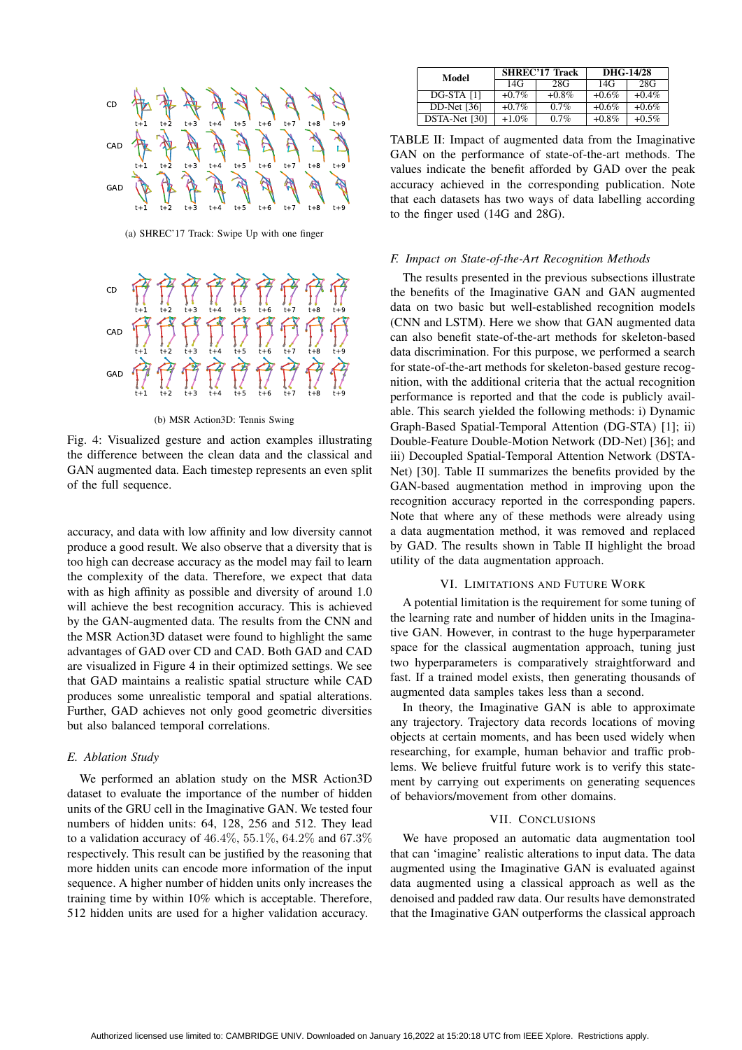(a) SHREC'17 Track: Swipe Up with one finger

(b) MSR Action3D: Tennis Swing

Fig. 4: Visualized gesture and action examples illustrating the difference between the clean data and the classical and GAN augmented data. Each timestep represents an even split of the full sequence.

accuracy, and data with low affinity and low diversity cannot produce a good result. We also observe that a diversity that is too high can decrease accuracy as the model may fail to learn the complexity of the data. Therefore, we expect that data with as high affinity as possible and diversity of around 1.0 will achieve the best recognition accuracy. This is achieved by the GAN-augmented data. The results from the CNN and the MSR Action3D dataset were found to highlight the same advantages of GAD over CD and CAD. Both GAD and CAD are visualized in Figure 4 in their optimized settings. We see that GAD maintains a realistic spatial structure while CAD produces some unrealistic temporal and spatial alterations. Further, GAD achieves not only good geometric diversities but also balanced temporal correlations.

### E. Ablation Study

We performed an ablation study on the MSR Action3D dataset to evaluate the importance of the number of hidden units of the GRU cell in the Imaginative GAN. We tested four numbers of hidden units: 64, 128, 256 and 512. They lead to a validation accuracy of $46.4\%$, $55.1\%$, $64.2\%$ and $67.3\%$ respectively. This result can be justified by the reasoning that more hidden units can encode more information of the input sequence. A higher number of hidden units only increases the training time by within 10% which is acceptable. Therefore, 512 hidden units are used for a higher validation accuracy.

| Model | SHREC'17 Track | | DHG-14/28 | |
|---|---|---|---|---|
| | 14G | 28G | 14G | 28G |
| DG-STA [1] | +0.7% | +0.8% | +0.6% | +0.4% |
| DD-Net [36] | +0.7% | 0.7% | +0.6% | +0.6% |
| DSTA-Net [30] | +1.0% | 0.7% | +0.8% | +0.5% |

TABLE II: Impact of augmented data from the Imaginative GAN on the performance of state-of-the-art methods. The values indicate the benefit afforded by GAD over the peak accuracy achieved in the corresponding publication. Note that each datasets has two ways of data labelling according to the finger used (14G and 28G).

### F. Impact on State-of-the-Art Recognition Methods

The results presented in the previous subsections illustrate the benefits of the Imaginative GAN and GAN augmented data on two basic but well-established recognition models (CNN and LSTM). Here we show that GAN augmented data can also benefit state-of-the-art methods for skeleton-based data discrimination. For this purpose, we performed a search for state-of-the-art methods for skeleton-based gesture recognition, with the additional criteria that the actual recognition performance is reported and that the code is publicly available. This search yielded the following methods: i) Dynamic Graph-Based Spatial-Temporal Attention (DG-STA) [1]; ii) Double-Feature Double-Motion Network (DD-Net) [36]; and iii) Decoupled Spatial-Temporal Attention Network (DSTA-Net) [30]. Table II summarizes the benefits provided by the GAN-based augmentation method in improving upon the recognition accuracy reported in the corresponding papers. Note that where any of these methods were already using a data augmentation method, it was removed and replaced by GAD. The results shown in Table II highlight the broad utility of the data augmentation approach.

## VI. Limitations and Future Work

A potential limitation is the requirement for some tuning of the learning rate and number of hidden units in the Imaginative GAN. However, in contrast to the huge hyperparameter space for the classical augmentation approach, tuning just two hyperparameters is comparatively straightforward and fast. If a trained model exists, then generating thousands of augmented data samples takes less than a second.

In theory, the Imaginative GAN is able to approximate any trajectory. Trajectory data records locations of moving objects at certain moments, and has been used widely when researching, for example, human behavior and traffic problems. We believe fruitful future work is to verify this statement by carrying out experiments on generating sequences of behaviors/movement from other domains.

## VII. Conclusions

We have proposed an automatic data augmentation tool that can 'imagine' realistic alterations to input data. The data augmented using the Imaginative GAN is evaluated against data augmented using a classical approach as well as the denoised and padded raw data. Our results have demonstrated that the Imaginative GAN outperforms the classical approach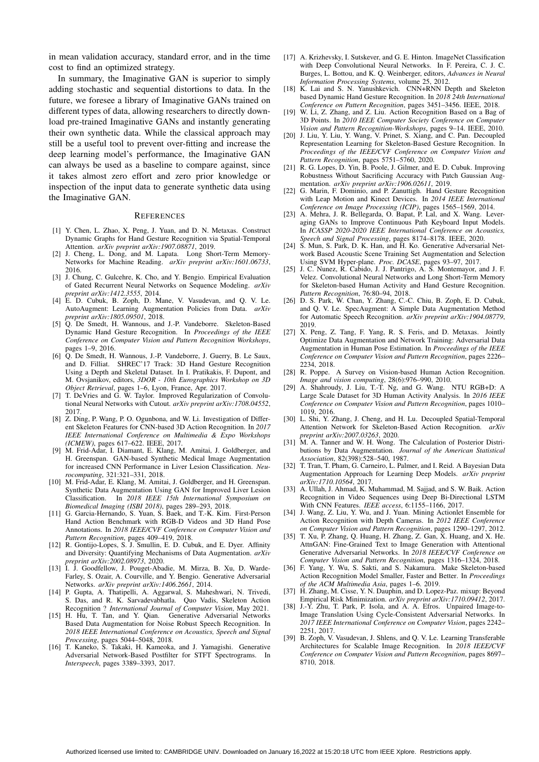in mean validation accuracy, standard error, and in the time cost to find an optimized strategy.

In summary, the Imaginative GAN is superior to simply adding stochastic and sequential distortions to data. In the future, we foresee a library of Imaginative GANs trained on different types of data, allowing researchers to directly download pre-trained Imaginative GANs and instantly generating their own synthetic data. While the classical approach may still be a useful tool to prevent over-fitting and increase the deep learning model's performance, the Imaginative GAN can always be used as a baseline to compare against, since it takes almost zero effort and zero prior knowledge or inspection of the input data to generate synthetic data using the Imaginative GAN.

## References

[1] Y. Chen, L. Zhao, X. Peng, J. Yuan, and D. N. Metaxas. Construct Dynamic Graphs for Hand Gesture Recognition via Spatial-Temporal Attention. *arXiv preprint arXiv:1907.08871*, 2019.

[2] J. Cheng, L. Dong, and M. Lapata. Long Short-Term Memory-Networks for Machine Reading. *arXiv preprint arXiv:1601.06733*, 2016.

[3] J. Chung, C. Gulcehre, K. Cho, and Y. Bengio. Empirical Evaluation of Gated Recurrent Neural Networks on Sequence Modeling. *arXiv preprint arXiv:1412.3555*, 2014.

[4] E. D. Cubuk, B. Zoph, D. Mane, V. Vasudevan, and Q. V. Le. AutoAugment: Learning Augmentation Policies from Data. *arXiv preprint arXiv:1805.09501*, 2018.

[5] Q. De Smedt, H. Wannous, and J.-P. Vandeborre. Skeleton-Based Dynamic Hand Gesture Recognition. In *Proceedings of the IEEE Conference on Computer Vision and Pattern Recognition Workshops*, pages 1–9, 2016.

[6] Q. De Smedt, H. Wannous, J.-P. Vandeborre, J. Guerry, B. Le Saux, and D. Filliat. SHREC'17 Track: 3D Hand Gesture Recognition Using a Depth and Skeletal Dataset. In I. Pratikakis, F. Dupont, and M. Ovsjanikov, editors, *3DOR - 10th Eurographics Workshop on 3D Object Retrieval*, pages 1–6, Lyon, France, Apr. 2017.

[7] T. DeVries and G. W. Taylor. Improved Regularization of Convolutional Neural Networks with Cutout. *arXiv preprint arXiv:1708.04552*, 2017.

[8] Z. Ding, P. Wang, P. O. Ogunbona, and W. Li. Investigation of Different Skeleton Features for CNN-based 3D Action Recognition. In *2017 IEEE International Conference on Multimedia & Expo Workshops (ICMEW)*, pages 617–622. IEEE, 2017.

[9] M. Frid-Adar, I. Diamant, E. Klang, M. Amitai, J. Goldberger, and H. Greenspan. GAN-based Synthetic Medical Image Augmentation for increased CNN Performance in Liver Lesion Classification. *Neurocomputing*, 321:321–331, 2018.

[10] M. Frid-Adar, E. Klang, M. Amitai, J. Goldberger, and H. Greenspan. Synthetic Data Augmentation Using GAN for Improved Liver Lesion Classification. In *2018 IEEE 15th International Symposium on Biomedical Imaging (ISBI 2018)*, pages 289–293, 2018.

[11] G. Garcia-Hernando, S. Yuan, S. Baek, and T.-K. Kim. First-Person Hand Action Benchmark with RGB-D Videos and 3D Hand Pose Annotations. In *2018 IEEE/CVF Conference on Computer Vision and Pattern Recognition*, pages 409–419, 2018.

[12] R. Gontijo-Lopes, S. J. Smullin, E. D. Cubuk, and E. Dyer. Affinity and Diversity: Quantifying Mechanisms of Data Augmentation. *arXiv preprint arXiv:2002.08973*, 2020.

[13] I. J. Goodfellow, J. Pouget-Abadie, M. Mirza, B. Xu, D. Warde-Farley, S. Ozair, A. Courville, and Y. Bengio. Generative Adversarial Networks. *arXiv preprint arXiv:1406.2661*, 2014.

[14] P. Gupta, A. Thatipelli, A. Aggarwal, S. Maheshwari, N. Trivedi, S. Das, and R. K. Sarvadevabhatla. Quo Vadis, Skeleton Action Recognition ? *International Journal of Computer Vision*, May 2021.

[15] H. Hu, T. Tan, and Y. Qian. Generative Adversarial Networks Based Data Augmentation for Noise Robust Speech Recognition. In *2018 IEEE International Conference on Acoustics, Speech and Signal Processing*, pages 5044–5048, 2018.

[16] T. Kaneko, S. Takaki, H. Kameoka, and J. Yamagishi. Generative Adversarial Network-Based Postfilter for STFT Spectrograms. In *Interspeech*, pages 3389–3393, 2017.

[17] A. Krizhevsky, I. Sutskever, and G. E. Hinton. ImageNet Classification with Deep Convolutional Neural Networks. In F. Pereira, C. J. C. Burges, L. Bottou, and K. Q. Weinberger, editors, *Advances in Neural Information Processing Systems*, volume 25, 2012.

[18] K. Lai and S. N. Yanushkevich. CNN+RNN Depth and Skeleton based Dynamic Hand Gesture Recognition. In *2018 24th International Conference on Pattern Recognition*, pages 3451–3456. IEEE, 2018.

[19] W. Li, Z. Zhang, and Z. Liu. Action Recognition Based on a Bag of 3D Points. In *2010 IEEE Computer Society Conference on Computer Vision and Pattern Recognition-Workshops*, pages 9–14. IEEE, 2010.

[20] J. Liu, Y. Liu, Y. Wang, V. Prinet, S. Xiang, and C. Pan. Decoupled Representation Learning for Skeleton-Based Gesture Recognition. In *Proceedings of the IEEE/CVF Conference on Computer Vision and Pattern Recognition*, pages 5751–5760, 2020.

[21] R. G. Lopes, D. Yin, B. Poole, J. Gilmer, and E. D. Cubuk. Improving Robustness Without Sacrificing Accuracy with Patch Gaussian Augmentation. *arXiv preprint arXiv:1906.02611*, 2019.

[22] G. Marin, F. Dominio, and P. Zanuttigh. Hand Gesture Recognition with Leap Motion and Kinect Devices. In *2014 IEEE International Conference on Image Processing (ICIP)*, pages 1565–1569, 2014.

[23] A. Mehra, J. R. Bellegarda, O. Bapat, P. Lal, and X. Wang. Leveraging GANs to Improve Continuous Path Keyboard Input Models. In *ICASSP 2020-2020 IEEE International Conference on Acoustics, Speech and Signal Processing*, pages 8174–8178. IEEE, 2020.

[24] S. Mun, S. Park, D. K. Han, and H. Ko. Generative Adversarial Network Based Acoustic Scene Training Set Augmentation and Selection Using SVM Hyper-plane. *Proc. DCASE*, pages 93–97, 2017.

[25] J. C. Nunez, R. Cabido, J. J. Pantrigo, A. S. Montemayor, and J. F. Velez. Convolutional Neural Networks and Long Short-Term Memory for Skeleton-based Human Activity and Hand Gesture Recognition. *Pattern Recognition*, 76:80–94, 2018.

[26] D. S. Park, W. Chan, Y. Zhang, C.-C. Chiu, B. Zoph, E. D. Cubuk, and Q. V. Le. SpecAugment: A Simple Data Augmentation Method for Automatic Speech Recognition. *arXiv preprint arXiv:1904.08779*, 2019.

[27] X. Peng, Z. Tang, F. Yang, R. S. Feris, and D. Metaxas. Jointly Optimize Data Augmentation and Network Training: Adversarial Data Augmentation in Human Pose Estimation. In *Proceedings of the IEEE Conference on Computer Vision and Pattern Recognition*, pages 2226–2234, 2018.

[28] R. Poppe. A Survey on Vision-based Human Action Recognition. *Image and vision computing*, 28(6):976–990, 2010.

[29] A. Shahroudy, J. Liu, T.-T. Ng, and G. Wang. NTU RGB+D: A Large Scale Dataset for 3D Human Activity Analysis. In *2016 IEEE Conference on Computer Vision and Pattern Recognition*, pages 1010–1019, 2016.

[30] L. Shi, Y. Zhang, J. Cheng, and H. Lu. Decoupled Spatial-Temporal Attention Network for Skeleton-Based Action Recognition. *arXiv preprint arXiv:2007.03263*, 2020.

[31] M. A. Tanner and W. H. Wong. The Calculation of Posterior Distributions by Data Augmentation. *Journal of the American Statistical Association*, 82(398):528–540, 1987.

[32] T. Tran, T. Pham, G. Carneiro, L. Palmer, and I. Reid. A Bayesian Data Augmentation Approach for Learning Deep Models. *arXiv preprint arXiv:1710.10564*, 2017.

[33] A. Ullah, J. Ahmad, K. Muhammad, M. Sajjad, and S. W. Baik. Action Recognition in Video Sequences using Deep Bi-Directional LSTM With CNN Features. *IEEE access*, 6:1155–1166, 2017.

[34] J. Wang, Z. Liu, Y. Wu, and J. Yuan. Mining Actionlet Ensemble for Action Recognition with Depth Cameras. In *2012 IEEE Conference on Computer Vision and Pattern Recognition*, pages 1290–1297, 2012.

[35] T. Xu, P. Zhang, Q. Huang, H. Zhang, Z. Gan, X. Huang, and X. He. AttnGAN: Fine-Grained Text to Image Generation with Attentional Generative Adversarial Networks. In *2018 IEEE/CVF Conference on Computer Vision and Pattern Recognition*, pages 1316–1324, 2018.

[36] F. Yang, Y. Wu, S. Sakti, and S. Nakamura. Make Skeleton-based Action Recognition Model Smaller, Faster and Better. In *Proceedings of the ACM Multimedia Asia*, pages 1–6. 2019.

[37] H. Zhang, M. Cisse, Y. N. Dauphin, and D. Lopez-Paz. mixup: Beyond Empirical Risk Minimization. *arXiv preprint arXiv:1710.09412*, 2017.

[38] J.-Y. Zhu, T. Park, P. Isola, and A. A. Efros. Unpaired Image-to-Image Translation Using Cycle-Consistent Adversarial Networks. In *2017 IEEE International Conference on Computer Vision*, pages 2242–2251, 2017.

[39] B. Zoph, V. Vasudevan, J. Shlens, and Q. V. Le. Learning Transferable Architectures for Scalable Image Recognition. In *2018 IEEE/CVF Conference on Computer Vision and Pattern Recognition*, pages 8697–8710, 2018.